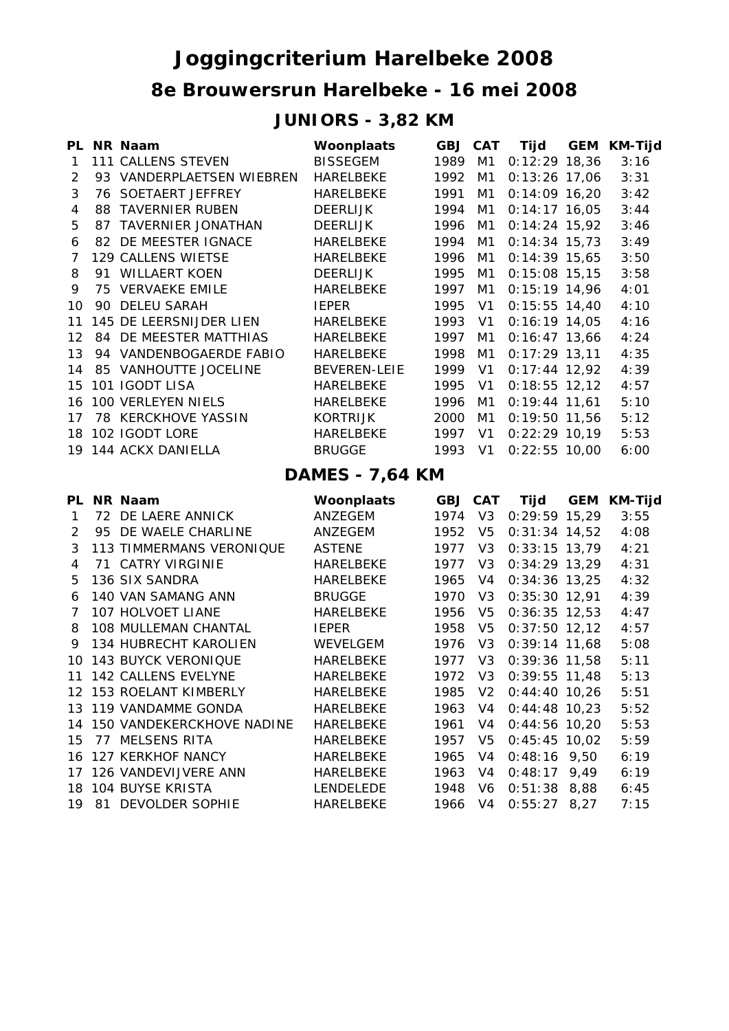# Joggingcriterium Harelbeke 2008

## 8e Brouwersrun Harelbeke - 16 mei 2008

### JUNIORS - 3,82 KM

| PL | NR | Naam | Woonplaats | GBJ | CAT | Tijd | GEM | KM-Tijd |
|---|---|---|---|---|---|---|---|---|
| 1 | 111 | CALLENS STEVEN | BISSEGEM | 1989 | M1 | 0:12:29 | 18,36 | 3:16 |
| 2 | 93 | VANDERPLAETSEN WIEBREN | HARELBEKE | 1992 | M1 | 0:13:26 | 17,06 | 3:31 |
| 3 | 76 | SOETAERT JEFFREY | HARELBEKE | 1991 | M1 | 0:14:09 | 16,20 | 3:42 |
| 4 | 88 | TAVERNIER RUBEN | DEERLIJK | 1994 | M1 | 0:14:17 | 16,05 | 3:44 |
| 5 | 87 | TAVERNIER JONATHAN | DEERLIJK | 1996 | M1 | 0:14:24 | 15,92 | 3:46 |
| 6 | 82 | DE MEESTER IGNACE | HARELBEKE | 1994 | M1 | 0:14:34 | 15,73 | 3:49 |
| 7 | 129 | CALLENS WIETSE | HARELBEKE | 1996 | M1 | 0:14:39 | 15,65 | 3:50 |
| 8 | 91 | WILLAERT KOEN | DEERLIJK | 1995 | M1 | 0:15:08 | 15,15 | 3:58 |
| 9 | 75 | VERVAEKE EMILE | HARELBEKE | 1997 | M1 | 0:15:19 | 14,96 | 4:01 |
| 10 | 90 | DELEU SARAH | IEPER | 1995 | V1 | 0:15:55 | 14,40 | 4:10 |
| 11 | 145 | DE LEERSNIJDER LIEN | HARELBEKE | 1993 | V1 | 0:16:19 | 14,05 | 4:16 |
| 12 | 84 | DE MEESTER MATTHIAS | HARELBEKE | 1997 | M1 | 0:16:47 | 13,66 | 4:24 |
| 13 | 94 | VANDENBOGAERDE FABIO | HARELBEKE | 1998 | M1 | 0:17:29 | 13,11 | 4:35 |
| 14 | 85 | VANHOUTTE JOCELINE | BEVEREN-LEIE | 1999 | V1 | 0:17:44 | 12,92 | 4:39 |
| 15 | 101 | IGODT LISA | HARELBEKE | 1995 | V1 | 0:18:55 | 12,12 | 4:57 |
| 16 | 100 | VERLEYEN NIELS | HARELBEKE | 1996 | M1 | 0:19:44 | 11,61 | 5:10 |
| 17 | 78 | KERCKHOVE YASSIN | KORTRIJK | 2000 | M1 | 0:19:50 | 11,56 | 5:12 |
| 18 | 102 | IGODT LORE | HARELBEKE | 1997 | V1 | 0:22:29 | 10,19 | 5:53 |
| 19 | 144 | ACKX DANIELLA | BRUGGE | 1993 | V1 | 0:22:55 | 10,00 | 6:00 |

### DAMES - 7,64 KM

| PL | NR | Naam | Woonplaats | GBJ | CAT | Tijd | GEM | KM-Tijd |
|---|---|---|---|---|---|---|---|---|
| 1 | 72 | DE LAERE ANNICK | ANZEGEM | 1974 | V3 | 0:29:59 | 15,29 | 3:55 |
| 2 | 95 | DE WAELE CHARLINE | ANZEGEM | 1952 | V5 | 0:31:34 | 14,52 | 4:08 |
| 3 | 113 | TIMMERMANS VERONIQUE | ASTENE | 1977 | V3 | 0:33:15 | 13,79 | 4:21 |
| 4 | 71 | CATRY VIRGINIE | HARELBEKE | 1977 | V3 | 0:34:29 | 13,29 | 4:31 |
| 5 | 136 | SIX SANDRA | HARELBEKE | 1965 | V4 | 0:34:36 | 13,25 | 4:32 |
| 6 | 140 | VAN SAMANG ANN | BRUGGE | 1970 | V3 | 0:35:30 | 12,91 | 4:39 |
| 7 | 107 | HOLVOET LIANE | HARELBEKE | 1956 | V5 | 0:36:35 | 12,53 | 4:47 |
| 8 | 108 | MULLEMAN CHANTAL | IEPER | 1958 | V5 | 0:37:50 | 12,12 | 4:57 |
| 9 | 134 | HUBRECHT KAROLIEN | WEVELGEM | 1976 | V3 | 0:39:14 | 11,68 | 5:08 |
| 10 | 143 | BUYCK VERONIQUE | HARELBEKE | 1977 | V3 | 0:39:36 | 11,58 | 5:11 |
| 11 | 142 | CALLENS EVELYNE | HARELBEKE | 1972 | V3 | 0:39:55 | 11,48 | 5:13 |
| 12 | 153 | ROELANT KIMBERLY | HARELBEKE | 1985 | V2 | 0:44:40 | 10,26 | 5:51 |
| 13 | 119 | VANDAMME GONDA | HARELBEKE | 1963 | V4 | 0:44:48 | 10,23 | 5:52 |
| 14 | 150 | VANDEKERCKHOVE NADINE | HARELBEKE | 1961 | V4 | 0:44:56 | 10,20 | 5:53 |
| 15 | 77 | MELSENS RITA | HARELBEKE | 1957 | V5 | 0:45:45 | 10,02 | 5:59 |
| 16 | 127 | KERKHOF NANCY | HARELBEKE | 1965 | V4 | 0:48:16 | 9,50 | 6:19 |
| 17 | 126 | VANDEVIJVERE ANN | HARELBEKE | 1963 | V4 | 0:48:17 | 9,49 | 6:19 |
| 18 | 104 | BUYSE KRISTA | LENDELEDE | 1948 | V6 | 0:51:38 | 8,88 | 6:45 |
| 19 | 81 | DEVOLDER SOPHIE | HARELBEKE | 1966 | V4 | 0:55:27 | 8,27 | 7:15 |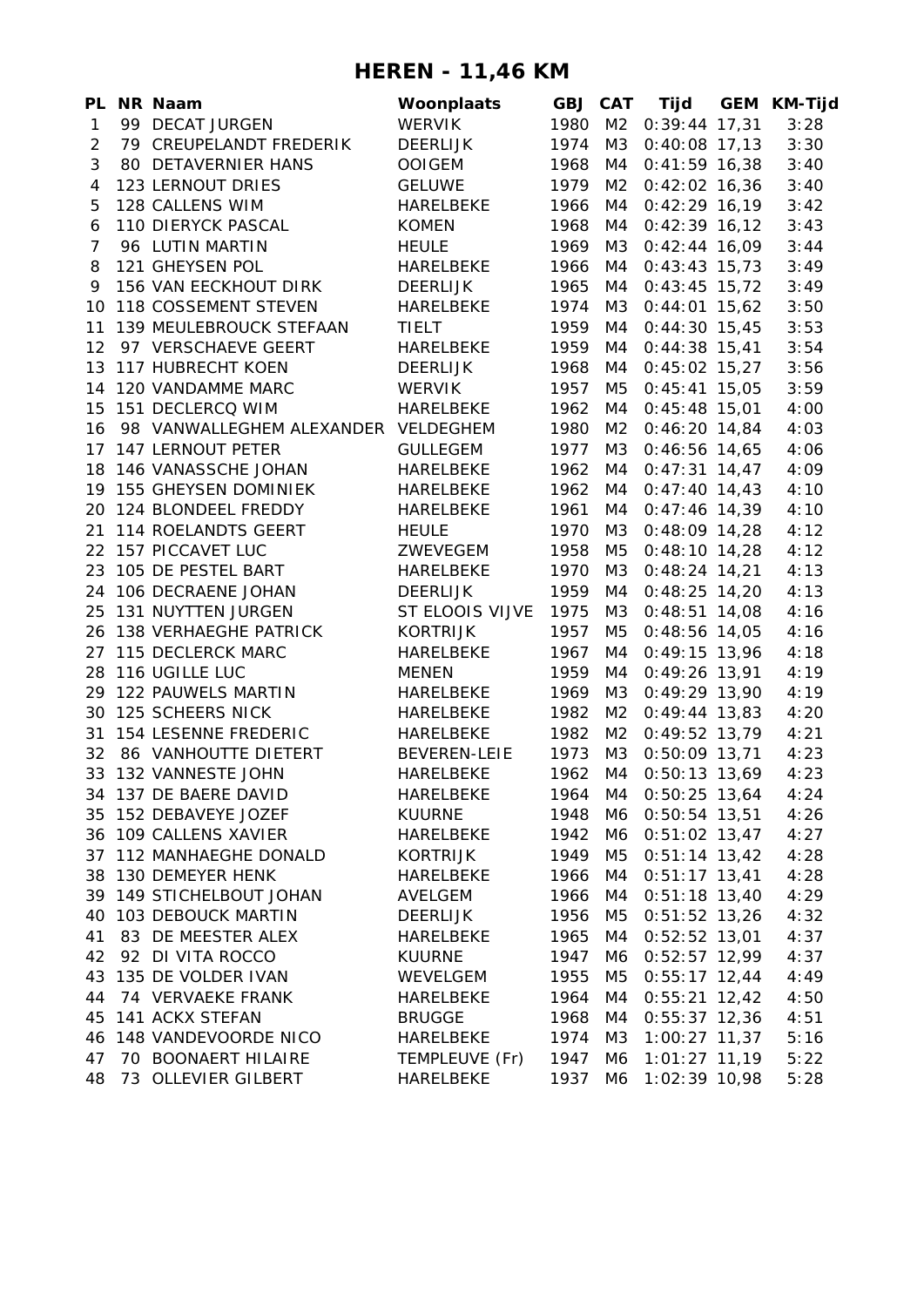# HEREN - 11,46 KM

| PL | NR | Naam | Woonplaats | GBJ | CAT | Tijd | GEM | KM-Tijd |
|---|---|---|---|---|---|---|---|---|
| 1 | 99 | DECAT JURGEN | WERVIK | 1980 | M2 | 0:39:44 | 17,31 | 3:28 |
| 2 | 79 | CREUPELANDT FREDERIK | DEERLIJK | 1974 | M3 | 0:40:08 | 17,13 | 3:30 |
| 3 | 80 | DETAVERNIER HANS | OOIGEM | 1968 | M4 | 0:41:59 | 16,38 | 3:40 |
| 4 | 123 | LERNOUT DRIES | GELUWE | 1979 | M2 | 0:42:02 | 16,36 | 3:40 |
| 5 | 128 | CALLENS WIM | HARELBEKE | 1966 | M4 | 0:42:29 | 16,19 | 3:42 |
| 6 | 110 | DIERYCK PASCAL | KOMEN | 1968 | M4 | 0:42:39 | 16,12 | 3:43 |
| 7 | 96 | LUTIN MARTIN | HEULE | 1969 | M3 | 0:42:44 | 16,09 | 3:44 |
| 8 | 121 | GHEYSEN POL | HARELBEKE | 1966 | M4 | 0:43:43 | 15,73 | 3:49 |
| 9 | 156 | VAN EECKHOUT DIRK | DEERLIJK | 1965 | M4 | 0:43:45 | 15,72 | 3:49 |
| 10 | 118 | COSSEMENT STEVEN | HARELBEKE | 1974 | M3 | 0:44:01 | 15,62 | 3:50 |
| 11 | 139 | MEULEBROUCK STEFAAN | TIELT | 1959 | M4 | 0:44:30 | 15,45 | 3:53 |
| 12 | 97 | VERSCHAEVE GEERT | HARELBEKE | 1959 | M4 | 0:44:38 | 15,41 | 3:54 |
| 13 | 117 | HUBRECHT KOEN | DEERLIJK | 1968 | M4 | 0:45:02 | 15,27 | 3:56 |
| 14 | 120 | VANDAMME MARC | WERVIK | 1957 | M5 | 0:45:41 | 15,05 | 3:59 |
| 15 | 151 | DECLERCQ WIM | HARELBEKE | 1962 | M4 | 0:45:48 | 15,01 | 4:00 |
| 16 | 98 | VANWALLEGHEM ALEXANDER | VELDEGHEM | 1980 | M2 | 0:46:20 | 14,84 | 4:03 |
| 17 | 147 | LERNOUT PETER | GULLEGEM | 1977 | M3 | 0:46:56 | 14,65 | 4:06 |
| 18 | 146 | VANASSCHE JOHAN | HARELBEKE | 1962 | M4 | 0:47:31 | 14,47 | 4:09 |
| 19 | 155 | GHEYSEN DOMINIEK | HARELBEKE | 1962 | M4 | 0:47:40 | 14,43 | 4:10 |
| 20 | 124 | BLONDEEL FREDDY | HARELBEKE | 1961 | M4 | 0:47:46 | 14,39 | 4:10 |
| 21 | 114 | ROELANDTS GEERT | HEULE | 1970 | M3 | 0:48:09 | 14,28 | 4:12 |
| 22 | 157 | PICCAVET LUC | ZWEVEGEM | 1958 | M5 | 0:48:10 | 14,28 | 4:12 |
| 23 | 105 | DE PESTEL BART | HARELBEKE | 1970 | M3 | 0:48:24 | 14,21 | 4:13 |
| 24 | 106 | DECRAENE JOHAN | DEERLIJK | 1959 | M4 | 0:48:25 | 14,20 | 4:13 |
| 25 | 131 | NUYTTEN JURGEN | ST ELOOIS VIJVE | 1975 | M3 | 0:48:51 | 14,08 | 4:16 |
| 26 | 138 | VERHAEGHE PATRICK | KORTRIJK | 1957 | M5 | 0:48:56 | 14,05 | 4:16 |
| 27 | 115 | DECLERCK MARC | HARELBEKE | 1967 | M4 | 0:49:15 | 13,96 | 4:18 |
| 28 | 116 | UGILLE LUC | MENEN | 1959 | M4 | 0:49:26 | 13,91 | 4:19 |
| 29 | 122 | PAUWELS MARTIN | HARELBEKE | 1969 | M3 | 0:49:29 | 13,90 | 4:19 |
| 30 | 125 | SCHEERS NICK | HARELBEKE | 1982 | M2 | 0:49:44 | 13,83 | 4:20 |
| 31 | 154 | LESENNE FREDERIC | HARELBEKE | 1982 | M2 | 0:49:52 | 13,79 | 4:21 |
| 32 | 86 | VANHOUTTE DIETERT | BEVEREN-LEIE | 1973 | M3 | 0:50:09 | 13,71 | 4:23 |
| 33 | 132 | VANNESTE JOHN | HARELBEKE | 1962 | M4 | 0:50:13 | 13,69 | 4:23 |
| 34 | 137 | DE BAERE DAVID | HARELBEKE | 1964 | M4 | 0:50:25 | 13,64 | 4:24 |
| 35 | 152 | DEBAVEYE JOZEF | KUURNE | 1948 | M6 | 0:50:54 | 13,51 | 4:26 |
| 36 | 109 | CALLENS XAVIER | HARELBEKE | 1942 | M6 | 0:51:02 | 13,47 | 4:27 |
| 37 | 112 | MANHAEGHE DONALD | KORTRIJK | 1949 | M5 | 0:51:14 | 13,42 | 4:28 |
| 38 | 130 | DEMEYER HENK | HARELBEKE | 1966 | M4 | 0:51:17 | 13,41 | 4:28 |
| 39 | 149 | STICHELBOUT JOHAN | AVELGEM | 1966 | M4 | 0:51:18 | 13,40 | 4:29 |
| 40 | 103 | DEBOUCK MARTIN | DEERLIJK | 1956 | M5 | 0:51:52 | 13,26 | 4:32 |
| 41 | 83 | DE MEESTER ALEX | HARELBEKE | 1965 | M4 | 0:52:52 | 13,01 | 4:37 |
| 42 | 92 | DI VITA ROCCO | KUURNE | 1947 | M6 | 0:52:57 | 12,99 | 4:37 |
| 43 | 135 | DE VOLDER IVAN | WEVELGEM | 1955 | M5 | 0:55:17 | 12,44 | 4:49 |
| 44 | 74 | VERVAEKE FRANK | HARELBEKE | 1964 | M4 | 0:55:21 | 12,42 | 4:50 |
| 45 | 141 | ACKX STEFAN | BRUGGE | 1968 | M4 | 0:55:37 | 12,36 | 4:51 |
| 46 | 148 | VANDEVOORDE NICO | HARELBEKE | 1974 | M3 | 1:00:27 | 11,37 | 5:16 |
| 47 | 70 | BOONAERT HILAIRE | TEMPLEUVE (Fr) | 1947 | M6 | 1:01:27 | 11,19 | 5:22 |
| 48 | 73 | OLLEVIER GILBERT | HARELBEKE | 1937 | M6 | 1:02:39 | 10,98 | 5:28 |